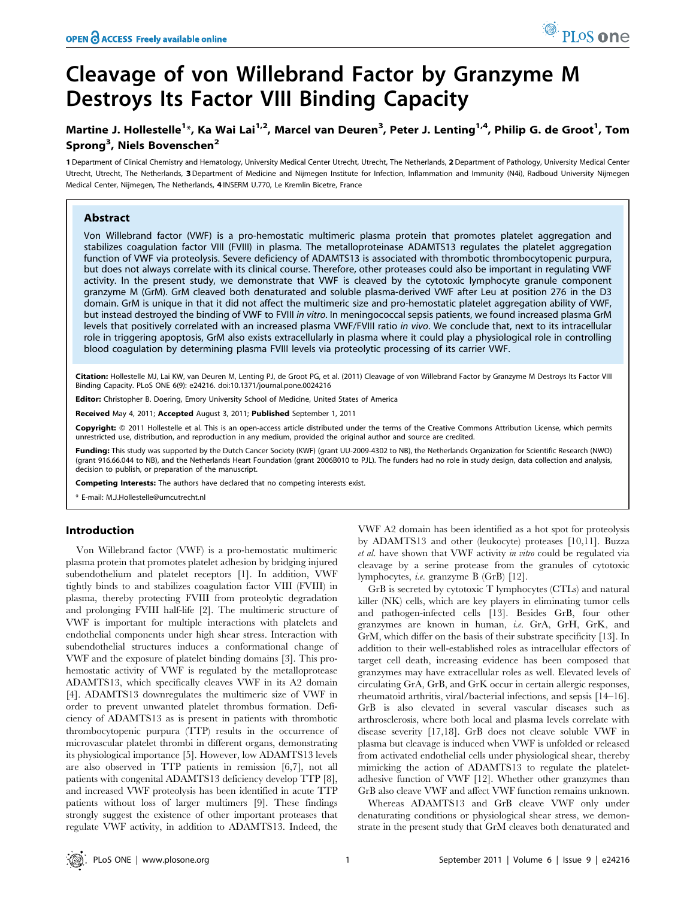# Cleavage of von Willebrand Factor by Granzyme M Destroys Its Factor VIII Binding Capacity

**Martine J. Hollestelle[1]*, Ka Wai Lai[1,2], Marcel van Deuren[3], Peter J. Lenting[1,4], Philip G. de Groot[1], Tom Sprong[3], Niels Bovenschen[2]**

1 Department of Clinical Chemistry and Hematology, University Medical Center Utrecht, Utrecht, The Netherlands, 2 Department of Pathology, University Medical Center Utrecht, Utrecht, The Netherlands, 3 Department of Medicine and Nijmegen Institute for Infection, Inflammation and Immunity (N4i), Radboud University Nijmegen Medical Center, Nijmegen, The Netherlands, 4 INSERM U.770, Le Kremlin Bicetre, France

## Abstract

Von Willebrand factor (VWF) is a pro-hemostatic multimeric plasma protein that promotes platelet aggregation and stabilizes coagulation factor VIII (FVIII) in plasma. The metalloproteinase ADAMTS13 regulates the platelet aggregation function of VWF via proteolysis. Severe deficiency of ADAMTS13 is associated with thrombotic thrombocytopenic purpura, but does not always correlate with its clinical course. Therefore, other proteases could also be important in regulating VWF activity. In the present study, we demonstrate that VWF is cleaved by the cytotoxic lymphocyte granule component granzyme M (GrM). GrM cleaved both denatured and soluble plasma-derived VWF after Leu at position 276 in the D3 domain. GrM is unique in that it did not affect the multimeric size and pro-hemostatic platelet aggregation ability of VWF, but instead destroyed the binding of VWF to FVIII *in vitro*. In meningococcal sepsis patients, we found increased plasma GrM levels that positively correlated with an increased plasma VWF/FVIII ratio *in vivo*. We conclude that, next to its intracellular role in triggering apoptosis, GrM also exists extracellularly in plasma where it could play a physiological role in controlling blood coagulation by determining plasma FVIII levels via proteolytic processing of its carrier VWF.

**Citation:** Hollestelle MJ, Lai KW, van Deuren M, Lenting PJ, de Groot PG, et al. (2011) Cleavage of von Willebrand Factor by Granzyme M Destroys Its Factor VIII Binding Capacity. PLoS ONE 6(9): e24216. doi:10.1371/journal.pone.0024216

**Editor:** Christopher B. Doering, Emory University School of Medicine, United States of America

**Received** May 4, 2011; **Accepted** August 3, 2011; **Published** September 1, 2011

**Copyright:** © 2011 Hollestelle et al. This is an open-access article distributed under the terms of the Creative Commons Attribution License, which permits unrestricted use, distribution, and reproduction in any medium, provided the original author and source are credited.

**Funding:** This study was supported by the Dutch Cancer Society (KWF) (grant UU-2009-4302 to NB), the Netherlands Organization for Scientific Research (NWO) (grant 916.66.044 to NB), and the Netherlands Heart Foundation (grant 2006B010 to PJL). The funders had no role in study design, data collection and analysis, decision to publish, or preparation of the manuscript.

**Competing Interests:** The authors have declared that no competing interests exist.

* E-mail: M.J.Hollestelle@umcutrecht.nl

## Introduction

Von Willebrand factor (VWF) is a pro-hemostatic multimeric plasma protein that promotes platelet adhesion by bridging injured subendothelium and platelet receptors [1]. In addition, VWF tightly binds to and stabilizes coagulation factor VIII (FVIII) in plasma, thereby protecting FVIII from proteolytic degradation and prolonging FVIII half-life [2]. The multimeric structure of VWF is important for multiple interactions with platelets and endothelial components under high shear stress. Interaction with subendothelial structures induces a conformational change of VWF and the exposure of platelet binding domains [3]. This pro-hemostatic activity of VWF is regulated by the metalloprotease ADAMTS13, which specifically cleaves VWF in its A2 domain [4]. ADAMTS13 downregulates the multimeric size of VWF in order to prevent unwanted platelet thrombus formation. Deficiency of ADAMTS13 as is present in patients with thrombotic thrombocytopenic purpura (TTP) results in the occurrence of microvascular platelet thrombi in different organs, demonstrating its physiological importance [5]. However, low ADAMTS13 levels are also observed in TTP patients in remission [6,7], not all patients with congenital ADAMTS13 deficiency develop TTP [8], and increased VWF proteolysis has been identified in acute TTP patients without loss of larger multimers [9]. These findings strongly suggest the existence of other important proteases that regulate VWF activity, in addition to ADAMTS13. Indeed, the VWF A2 domain has been identified as a hot spot for proteolysis by ADAMTS13 and other (leukocyte) proteases [10,11]. Buzza *et al.* have shown that VWF activity *in vitro* could be regulated via cleavage by a serine protease from the granules of cytotoxic lymphocytes, *i.e.* granzyme B (GrB) [12].

GrB is secreted by cytotoxic T lymphocytes (CTLs) and natural killer (NK) cells, which are key players in eliminating tumor cells and pathogen-infected cells [13]. Besides GrB, four other granzymes are known in human, *i.e.* GrA, GrH, GrK, and GrM, which differ on the basis of their substrate specificity [13]. In addition to their well-established roles as intracellular effectors of target cell death, increasing evidence has been composed that granzymes may have extracellular roles as well. Elevated levels of circulating GrA, GrB, and GrK occur in certain allergic responses, rheumatoid arthritis, viral/bacterial infections, and sepsis [14–16]. GrB is also elevated in several vascular diseases such as arthrosclerosis, where both local and plasma levels correlate with disease severity [17,18]. GrB does not cleave soluble VWF in plasma but cleavage is induced when VWF is unfolded or released from activated endothelial cells under physiological shear, thereby mimicking the action of ADAMTS13 to regulate the platelet-adhesive function of VWF [12]. Whether other granzymes than GrB also cleave VWF and affect VWF function remains unknown.

Whereas ADAMTS13 and GrB cleave VWF only under denaturating conditions or physiological shear stress, we demonstrate in the present study that GrM cleaves both denaturated and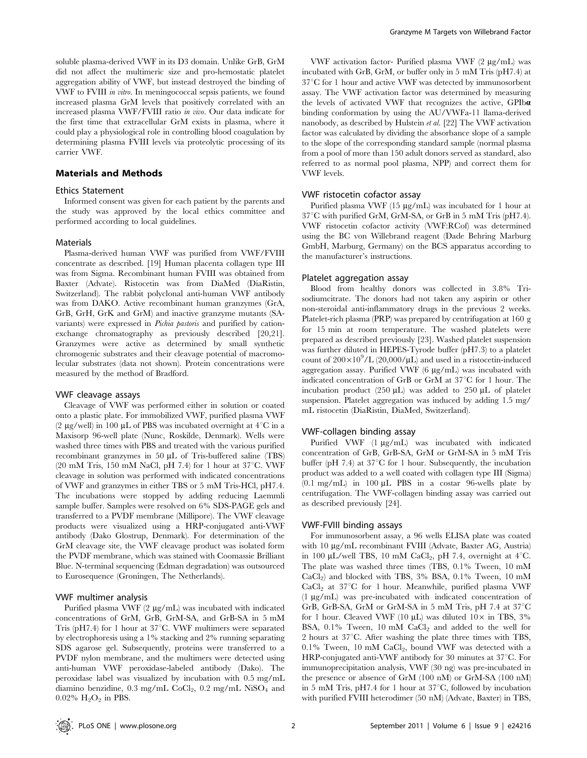soluble plasma-derived VWF in its D3 domain. Unlike GrB, GrM did not affect the multimeric size and pro-hemostatic platelet aggregation ability of VWF, but instead destroyed the binding of VWF to FVIII *in vitro*. In meningococcal sepsis patients, we found increased plasma GrM levels that positively correlated with an increased plasma VWF/FVIII ratio *in vivo*. Our data indicate for the first time that extracellular GrM exists in plasma, where it could play a physiological role in controlling blood coagulation by determining plasma FVIII levels via proteolytic processing of its carrier VWF.

## Materials and Methods

### Ethics Statement

Informed consent was given for each patient by the parents and the study was approved by the local ethics committee and performed according to local guidelines.

### Materials

Plasma-derived human VWF was purified from VWF/FVIII concentrate as described. [19] Human placenta collagen type III was from Sigma. Recombinant human FVIII was obtained from Baxter (Advate). Ristocetin was from DiaMed (DiaRistin, Switzerland). The rabbit polyclonal anti-human VWF antibody was from DAKO. Active recombinant human granzymes (GrA, GrB, GrH, GrK and GrM) and inactive granzyme mutants (SA-variants) were expressed in *Pichia pastoris* and purified by cation-exchange chromatography as previously described [20,21]. Granzymes were active as determined by small synthetic chromogenic substrates and their cleavage potential of macromolecular substrates (data not shown). Protein concentrations were measured by the method of Bradford.

### VWF cleavage assays

Cleavage of VWF was performed either in solution or coated onto a plastic plate. For immobilized VWF, purified plasma VWF (2 µg/well) in 100 µL of PBS was incubated overnight at 4°C in a Maxisorp 96-well plate (Nunc, Roskilde, Denmark). Wells were washed three times with PBS and treated with the various purified recombinant granzymes in 50 µL of Tris-buffered saline (TBS) (20 mM Tris, 150 mM NaCl, pH 7.4) for 1 hour at 37°C. VWF cleavage in solution was performed with indicated concentrations of VWF and granzymes in either TBS or 5 mM Tris-HCl, pH7.4. The incubations were stopped by adding reducing Laemmli sample buffer. Samples were resolved on 6% SDS-PAGE gels and transferred to a PVDF membrane (Millipore). The VWF cleavage products were visualized using a HRP-conjugated anti-VWF antibody (Dako Glostrup, Denmark). For determination of the GrM cleavage site, the VWF cleavage product was isolated form the PVDF membrane, which was stained with Coomassie Brilliant Blue. N-terminal sequencing (Edman degradation) was outsourced to Eurosequence (Groningen, The Netherlands).

### VWF multimer analysis

Purified plasma VWF (2 µg/mL) was incubated with indicated concentrations of GrM, GrB, GrM-SA, and GrB-SA in 5 mM Tris (pH7.4) for 1 hour at 37°C. VWF multimers were separated by electrophoresis using a 1% stacking and 2% running separating SDS agarose gel. Subsequently, proteins were transferred to a PVDF nylon membrane, and the multimers were detected using anti-human VWF peroxidase-labeled antibody (Dako). The peroxidase label was visualized by incubation with 0.5 mg/mL diamino benzidine, 0.3 mg/mL $CoCl_2$, 0.2 mg/mL $NiSO_4$ and 0.02% $H_2O_2$ in PBS.

VWF activation factor- Purified plasma VWF (2 µg/mL) was incubated with GrB, GrM, or buffer only in 5 mM Tris (pH7.4) at 37°C for 1 hour and active VWF was detected by immunosorbent assay. The VWF activation factor was determined by measuring the levels of activated VWF that recognizes the active, GPIb**α** binding conformation by using the AU/VWFa-11 llama-derived nanobody, as described by Hulstein *et al.* [22] The VWF activation factor was calculated by dividing the absorbance slope of a sample to the slope of the corresponding standard sample (normal plasma from a pool of more than 150 adult donors served as standard, also referred to as normal pool plasma, NPP) and correct them for VWF levels.

### VWF ristocetin cofactor assay

Purified plasma VWF (15 µg/mL) was incubated for 1 hour at 37°C with purified GrM, GrM-SA, or GrB in 5 mM Tris (pH7.4). VWF ristocetin cofactor activity (VWF:RCof) was determined using the BC von Willebrand reagent (Dade Behring Marburg GmbH, Marburg, Germany) on the BCS apparatus according to the manufacturer's instructions.

### Platelet aggregation assay

Blood from healthy donors was collected in 3.8% Tri-sodiumcitrate. The donors had not taken any aspirin or other non-steroidal anti-inflammatory drugs in the previous 2 weeks. Platelet-rich plasma (PRP) was prepared by centrifugation at 160 g for 15 min at room temperature. The washed platelets were prepared as described previously [23]. Washed platelet suspension was further diluted in HEPES-Tyrode buffer (pH7.3) to a platelet count of $200\times10^9$/L (20,000/µL) and used in a ristocetin-induced aggregation assay. Purified VWF (6 µg/mL) was incubated with indicated concentration of GrB or GrM at 37°C for 1 hour. The incubation product (250 µL) was added to 250 µL of platelet suspension. Platelet aggregation was induced by adding 1.5 mg/mL ristocetin (DiaRistin, DiaMed, Switzerland).

### VWF-collagen binding assay

Purified VWF (1 µg/mL) was incubated with indicated concentration of GrB, GrB-SA, GrM or GrM-SA in 5 mM Tris buffer (pH 7.4) at 37°C for 1 hour. Subsequently, the incubation product was added to a well coated with collagen type III (Sigma) (0.1 mg/mL) in 100 µL PBS in a costar 96-wells plate by centrifugation. The VWF-collagen binding assay was carried out as described previously [24].

### VWF-FVIII binding assays

For immunosorbent assay, a 96 wells ELISA plate was coated with 10 µg/mL recombinant FVIII (Advate, Baxter AG, Austria) in 100 µL/well TBS, 10 mM $CaCl_2$, pH 7.4, overnight at 4°C. The plate was washed three times (TBS, 0.1% Tween, 10 mM $CaCl_2$) and blocked with TBS, 3% BSA, 0.1% Tween, 10 mM $CaCl_2$ at 37°C for 1 hour. Meanwhile, purified plasma VWF (1 µg/mL) was pre-incubated with indicated concentration of GrB, GrB-SA, GrM or GrM-SA in 5 mM Tris, pH 7.4 at 37°C for 1 hour. Cleaved VWF (10 µL) was diluted 10× in TBS, 3% BSA, 0.1% Tween, 10 mM $CaCl_2$ and added to the well for 2 hours at 37°C. After washing the plate three times with TBS, 0.1% Tween, 10 mM $CaCl_2$, bound VWF was detected with a HRP-conjugated anti-VWF antibody for 30 minutes at 37°C. For immunoprecipitation analysis, VWF (30 ng) was pre-incubated in the presence or absence of GrM (100 nM) or GrM-SA (100 nM) in 5 mM Tris, pH7.4 for 1 hour at 37°C, followed by incubation with purified FVIII heterodimer (50 nM) (Advate, Baxter) in TBS,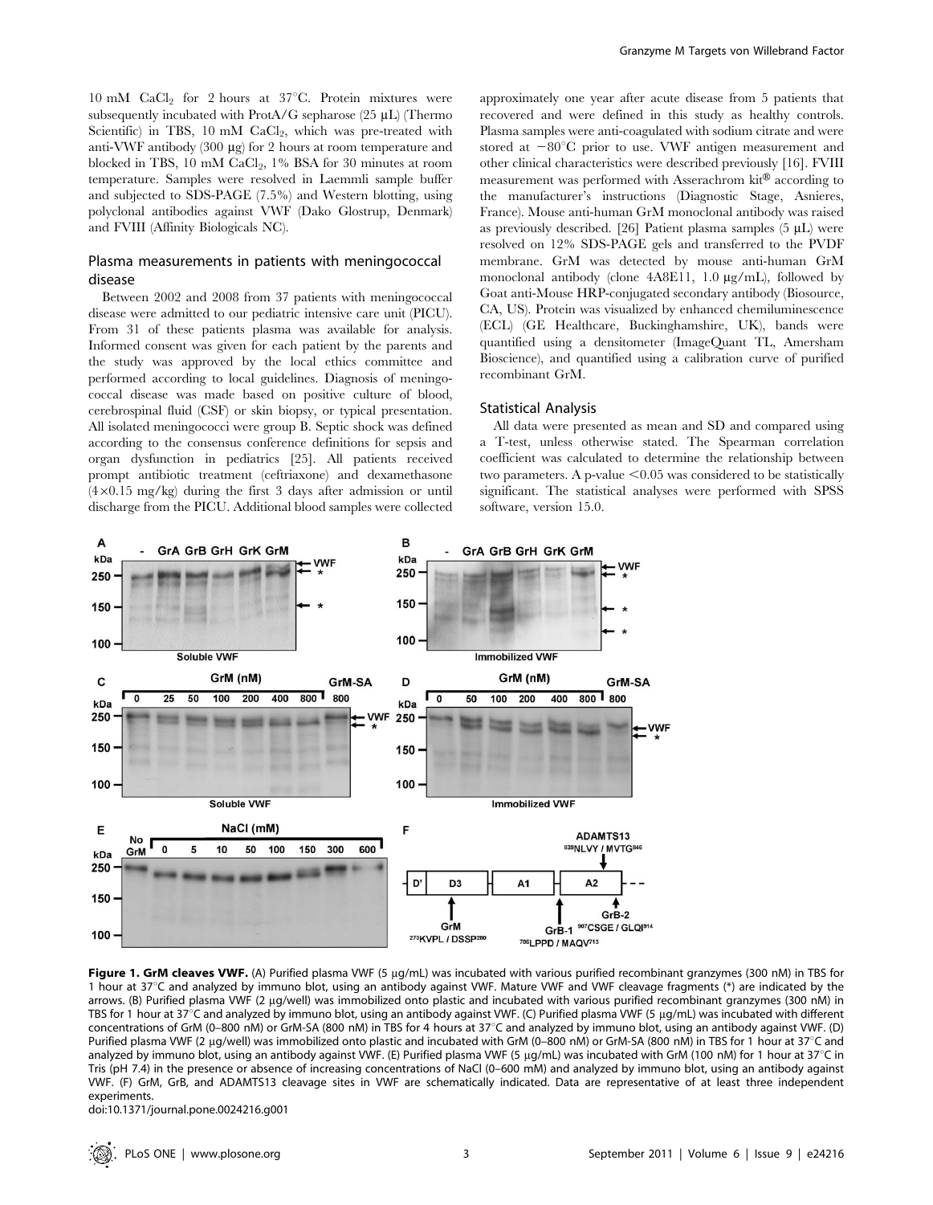10 mM $CaCl_2$ for 2 hours at 37°C. Protein mixtures were subsequently incubated with ProtA/G sepharose (25 µL) (Thermo Scientific) in TBS, 10 mM $CaCl_2$, which was pre-treated with anti-VWF antibody (300 µg) for 2 hours at room temperature and blocked in TBS, 10 mM $CaCl_2$, 1% BSA for 30 minutes at room temperature. Samples were resolved in Laemmli sample buffer and subjected to SDS-PAGE (7.5%) and Western blotting, using polyclonal antibodies against VWF (Dako Glostrup, Denmark) and FVIII (Affinity Biologicals NC).

### Plasma measurements in patients with meningococcal disease

Between 2002 and 2008 from 37 patients with meningococcal disease were admitted to our pediatric intensive care unit (PICU). From 31 of these patients plasma was available for analysis. Informed consent was given for each patient by the parents and the study was approved by the local ethics committee and performed according to local guidelines. Diagnosis of meningococcal disease was made based on positive culture of blood, cerebrospinal fluid (CSF) or skin biopsy, or typical presentation. All isolated meningococci were group B. Septic shock was defined according to the consensus conference definitions for sepsis and organ dysfunction in pediatrics [25]. All patients received prompt antibiotic treatment (ceftriaxone) and dexamethasone (4×0.15 mg/kg) during the first 3 days after admission or until discharge from the PICU. Additional blood samples were collected approximately one year after acute disease from 5 patients that recovered and were defined in this study as healthy controls. Plasma samples were anti-coagulated with sodium citrate and were stored at −80°C prior to use. VWF antigen measurement and other clinical characteristics were described previously [16]. FVIII measurement was performed with Asserachrom kit® according to the manufacturer's instructions (Diagnostic Stage, Asnieres, France). Mouse anti-human GrM monoclonal antibody was raised as previously described. [26] Patient plasma samples (5 µL) were resolved on 12% SDS-PAGE gels and transferred to the PVDF membrane. GrM was detected by mouse anti-human GrM monoclonal antibody (clone 4A8E11, 1.0 µg/mL), followed by Goat anti-Mouse HRP-conjugated secondary antibody (Biosource, CA, US). Protein was visualized by enhanced chemiluminescence (ECL) (GE Healthcare, Buckinghamshire, UK), bands were quantified using a densitometer (ImageQuant TL, Amersham Bioscience), and quantified using a calibration curve of purified recombinant GrM.

### Statistical Analysis

All data were presented as mean and SD and compared using a T-test, unless otherwise stated. The Spearman correlation coefficient was calculated to determine the relationship between two parameters. A p-value $<0.05$ was considered to be statistically significant. The statistical analyses were performed with SPSS software, version 15.0.

**Figure 1. GrM cleaves VWF.** (A) Purified plasma VWF (5 µg/mL) was incubated with various purified recombinant granzymes (300 nM) in TBS for 1 hour at 37°C and analyzed by immuno blot, using an antibody against VWF. Mature VWF and VWF cleavage fragments (*) are indicated by the arrows. (B) Purified plasma VWF (2 µg/well) was immobilized onto plastic and incubated with various purified recombinant granzymes (300 nM) in TBS for 1 hour at 37°C and analyzed by immuno blot, using an antibody against VWF. (C) Purified plasma VWF (5 µg/mL) was incubated with different concentrations of GrM (0–800 nM) or GrM-SA (800 nM) in TBS for 4 hours at 37°C and analyzed by immuno blot, using an antibody against VWF. (D) Purified plasma VWF (2 µg/well) was immobilized onto plastic and incubated with GrM (0–800 nM) or GrM-SA (800 nM) in TBS for 1 hour at 37°C and analyzed by immuno blot, using an antibody against VWF. (E) Purified plasma VWF (5 µg/mL) was incubated with GrM (100 nM) for 1 hour at 37°C in Tris (pH 7.4) in the presence or absence of increasing concentrations of NaCl (0–600 mM) and analyzed by immuno blot, using an antibody against VWF. (F) GrM, GrB, and ADAMTS13 cleavage sites in VWF are schematically indicated. Data are representative of at least three independent experiments.
doi:10.1371/journal.pone.0024216.g001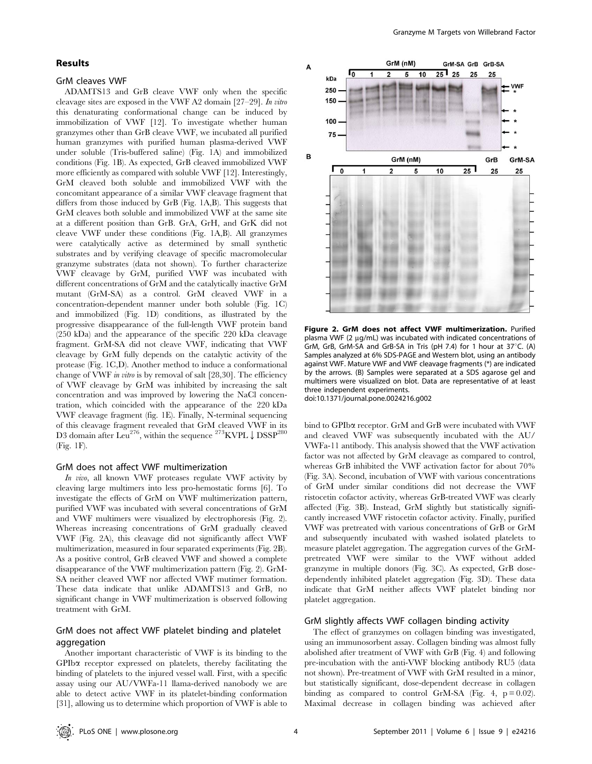## Results

### GrM cleaves VWF

ADAMTS13 and GrB cleave VWF only when the specific cleavage sites are exposed in the VWF A2 domain [27–29]. *In vitro* this denaturating conformational change can be induced by immobilization of VWF [12]. To investigate whether human granzymes other than GrB cleave VWF, we incubated all purified human granzymes with purified human plasma-derived VWF under soluble (Tris-buffered saline) (Fig. 1A) and immobilized conditions (Fig. 1B). As expected, GrB cleaved immobilized VWF more efficiently as compared with soluble VWF [12]. Interestingly, GrM cleaved both soluble and immobilized VWF with the concomitant appearance of a similar VWF cleavage fragment that differs from those induced by GrB (Fig. 1A,B). This suggests that GrM cleaves both soluble and immobilized VWF at the same site at a different position than GrB. GrA, GrH, and GrK did not cleave VWF under these conditions (Fig. 1A,B). All granzymes were catalytically active as determined by small synthetic substrates and by verifying cleavage of specific macromolecular granzyme substrates (data not shown). To further characterize VWF cleavage by GrM, purified VWF was incubated with different concentrations of GrM and the catalytically inactive GrM mutant (GrM-SA) as a control. GrM cleaved VWF in a concentration-dependent manner under both soluble (Fig. 1C) and immobilized (Fig. 1D) conditions, as illustrated by the progressive disappearance of the full-length VWF protein band (250 kDa) and the appearance of the specific 220 kDa cleavage fragment. GrM-SA did not cleave VWF, indicating that VWF cleavage by GrM fully depends on the catalytic activity of the protease (Fig. 1C,D). Another method to induce a conformational change of VWF *in vitro* is by removal of salt [28,30]. The efficiency of VWF cleavage by GrM was inhibited by increasing the salt concentration and was improved by lowering the NaCl concentration, which coincided with the appearance of the 220 kDa VWF cleavage fragment (fig. 1E). Finally, N-terminal sequencing of this cleavage fragment revealed that GrM cleaved VWF in its D3 domain after Leu[276], within the sequence [273]KVPL ↓ DSSP[280] (Fig. 1F).

### GrM does not affect VWF multimerization

*In vivo*, all known VWF proteases regulate VWF activity by cleaving large multimers into less pro-hemostatic forms [6]. To investigate the effects of GrM on VWF multimerization pattern, purified VWF was incubated with several concentrations of GrM and VWF multimers were visualized by electrophoresis (Fig. 2). Whereas increasing concentrations of GrM gradually cleaved VWF (Fig. 2A), this cleavage did not significantly affect VWF multimerization, measured in four separated experiments (Fig. 2B). As a positive control, GrB cleaved VWF and showed a complete disappearance of the VWF multimerization pattern (Fig. 2). GrM-SA neither cleaved VWF nor affected VWF mutimer formation. These data indicate that unlike ADAMTS13 and GrB, no significant change in VWF multimerization is observed following treatment with GrM.

### GrM does not affect VWF platelet binding and platelet aggregation

Another important characteristic of VWF is its binding to the GPIbα receptor expressed on platelets, thereby facilitating the binding of platelets to the injured vessel wall. First, with a specific assay using our AU/VWFa-11 llama-derived nanobody we are able to detect active VWF in its platelet-binding conformation [31], allowing us to determine which proportion of VWF is able to bind to GPIbα receptor. GrM and GrB were incubated with VWF and cleaved VWF was subsequently incubated with the AU/VWFa-11 antibody. This analysis showed that the VWF activation factor was not affected by GrM cleavage as compared to control, whereas GrB inhibited the VWF activation factor for about 70% (Fig. 3A). Second, incubation of VWF with various concentrations of GrM under similar conditions did not decrease the VWF ristocetin cofactor activity, whereas GrB-treated VWF was clearly affected (Fig. 3B). Instead, GrM slightly but statistically significantly increased VWF ristocetin cofactor activity. Finally, purified VWF was pretreated with various concentrations of GrB or GrM and subsequently incubated with washed isolated platelets to measure platelet aggregation. The aggregation curves of the GrM-pretreated VWF were similar to the VWF without added granzyme in multiple donors (Fig. 3C). As expected, GrB dose-dependently inhibited platelet aggregation (Fig. 3D). These data indicate that GrM neither affects VWF platelet binding nor platelet aggregation.

A

GrM (nM) 0 1 2 5 10 25 GrM-SA 25 GrB 25 GrB-SA 25

kDa 250 150 100 75

VWF *

B

GrM (nM) 0 1 2 5 10 25 GrB 25 GrM-SA 25

**Figure 2. GrM does not affect VWF multimerization.** Purified plasma VWF (2 μg/mL) was incubated with indicated concentrations of GrM, GrB, GrM-SA and GrB-SA in Tris (pH 7.4) for 1 hour at 37°C. (A) Samples analyzed at 6% SDS-PAGE and Western blot, using an antibody against VWF. Mature VWF and VWF cleavage fragments (*) are indicated by the arrows. (B) Samples were separated at a SDS agarose gel and multimers were visualized on blot. Data are representative of at least three independent experiments.
doi:10.1371/journal.pone.0024216.g002

### GrM slightly affects VWF collagen binding activity

The effect of granzymes on collagen binding was investigated, using an immunosorbent assay. Collagen binding was almost fully abolished after treatment of VWF with GrB (Fig. 4) and following pre-incubation with the anti-VWF blocking antibody RU5 (data not shown). Pre-treatment of VWF with GrM resulted in a minor, but statistically significant, dose-dependent decrease in collagen binding as compared to control GrM-SA (Fig. 4, $p = 0.02$). Maximal decrease in collagen binding was achieved after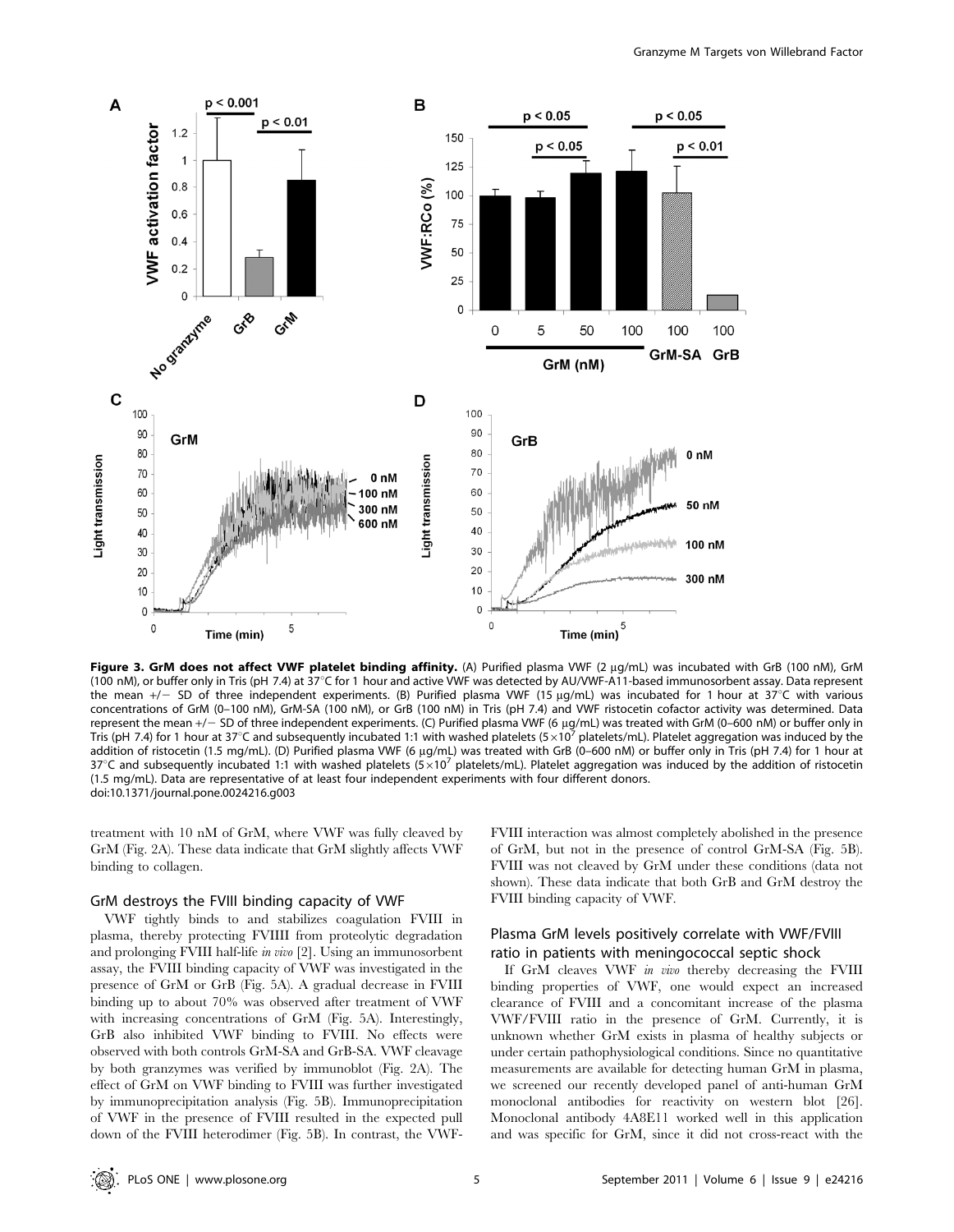A

p < 0.001

p < 0.01

VWF activation factor

1.2
1
0.8
0.6
0.4
0.2
0

No granzyme
GrB
GrM

B

p < 0.05
p < 0.05
p < 0.05
p < 0.01

VWF:RCo (%)

150
125
100
75
50
25
0

0 5 50 100 100 100

GrM (nM)
GrM-SA GrB

C

GrM

Light transmission

0 nM
100 nM
300 nM
600 nM

Time (min)

D

GrB

Light transmission

0 nM
50 nM
100 nM
300 nM

Time (min)

**Figure 3. GrM does not affect VWF platelet binding affinity.** (A) Purified plasma VWF (2 µg/mL) was incubated with GrB (100 nM), GrM (100 nM), or buffer only in Tris (pH 7.4) at 37°C for 1 hour and active VWF was detected by AU/VWF-A11-based immunosorbent assay. Data represent the mean +/− SD of three independent experiments. (B) Purified plasma VWF (15 µg/mL) was incubated for 1 hour at 37°C with various concentrations of GrM (0–100 nM), GrM-SA (100 nM), or GrB (100 nM) in Tris (pH 7.4) and VWF ristocetin cofactor activity was determined. Data represent the mean +/− SD of three independent experiments. (C) Purified plasma VWF (6 µg/mL) was treated with GrM (0–600 nM) or buffer only in Tris (pH 7.4) for 1 hour at 37°C and subsequently incubated 1:1 with washed platelets ($5\times10^7$ platelets/mL). Platelet aggregation was induced by the addition of ristocetin (1.5 mg/mL). (D) Purified plasma VWF (6 µg/mL) was treated with GrB (0–600 nM) or buffer only in Tris (pH 7.4) for 1 hour at 37°C and subsequently incubated 1:1 with washed platelets ($5\times10^7$ platelets/mL). Platelet aggregation was induced by the addition of ristocetin (1.5 mg/mL). Data are representative of at least four independent experiments with four different donors.
doi:10.1371/journal.pone.0024216.g003

treatment with 10 nM of GrM, where VWF was fully cleaved by GrM (Fig. 2A). These data indicate that GrM slightly affects VWF binding to collagen.

### GrM destroys the FVIII binding capacity of VWF

VWF tightly binds to and stabilizes coagulation FVIII in plasma, thereby protecting FVIIII from proteolytic degradation and prolonging FVIII half-life *in vivo* [2]. Using an immunosorbent assay, the FVIII binding capacity of VWF was investigated in the presence of GrM or GrB (Fig. 5A). A gradual decrease in FVIII binding up to about 70% was observed after treatment of VWF with increasing concentrations of GrM (Fig. 5A). Interestingly, GrB also inhibited VWF binding to FVIII. No effects were observed with both controls GrM-SA and GrB-SA. VWF cleavage by both granzymes was verified by immunoblot (Fig. 2A). The effect of GrM on VWF binding to FVIII was further investigated by immunoprecipitation analysis (Fig. 5B). Immunoprecipitation of VWF in the presence of FVIII resulted in the expected pull down of the FVIII heterodimer (Fig. 5B). In contrast, the VWF-FVIII interaction was almost completely abolished in the presence of GrM, but not in the presence of control GrM-SA (Fig. 5B). FVIII was not cleaved by GrM under these conditions (data not shown). These data indicate that both GrB and GrM destroy the FVIII binding capacity of VWF.

### Plasma GrM levels positively correlate with VWF/FVIII ratio in patients with meningococcal septic shock

If GrM cleaves VWF *in vivo* thereby decreasing the FVIII binding properties of VWF, one would expect an increased clearance of FVIII and a concomitant increase of the plasma VWF/FVIII ratio in the presence of GrM. Currently, it is unknown whether GrM exists in plasma of healthy subjects or under certain pathophysiological conditions. Since no quantitative measurements are available for detecting human GrM in plasma, we screened our recently developed panel of anti-human GrM monoclonal antibodies for reactivity on western blot [26]. Monoclonal antibody 4A8E11 worked well in this application and was specific for GrM, since it did not cross-react with the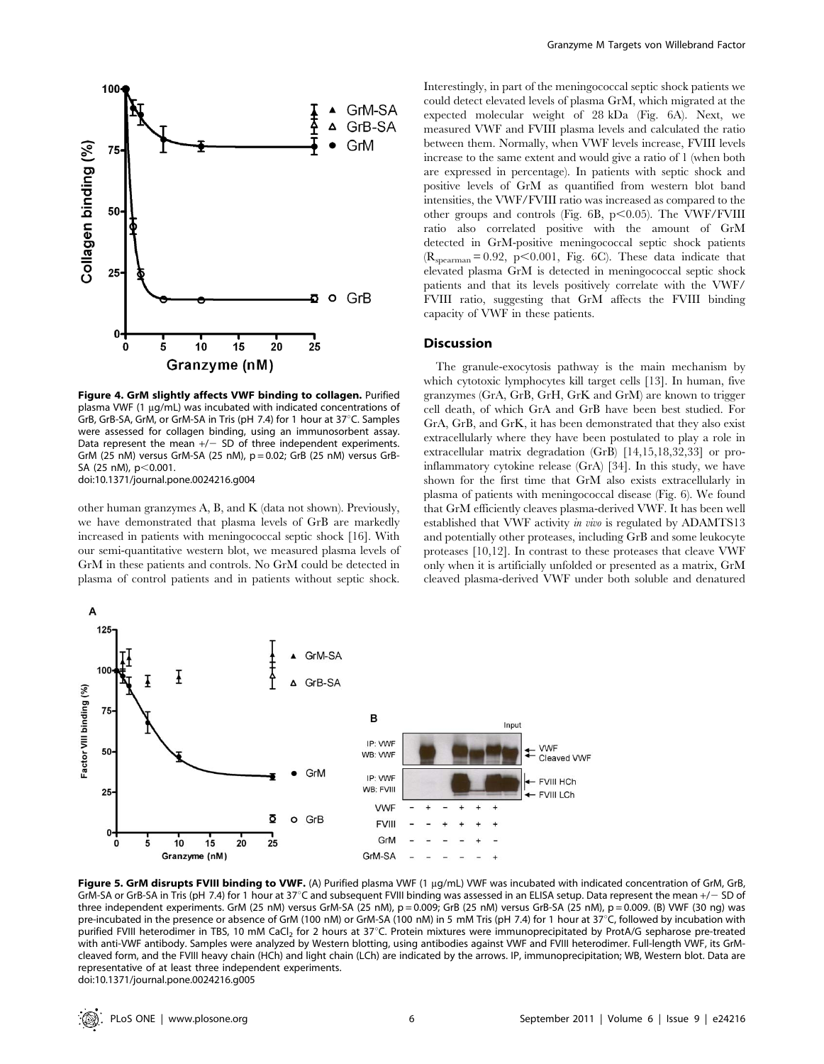Collagen binding (%)

100

75

50

25

0

0 5 10 15 20 25

Granzyme (nM)

▲ GrM-SA

△ GrB-SA

● GrM

○ GrB

**Figure 4. GrM slightly affects VWF binding to collagen.** Purified plasma VWF (1 µg/mL) was incubated with indicated concentrations of GrB, GrB-SA, GrM, or GrM-SA in Tris (pH 7.4) for 1 hour at 37°C. Samples were assessed for collagen binding, using an immunosorbent assay. Data represent the mean +/− SD of three independent experiments. GrM (25 nM) versus GrM-SA (25 nM), p = 0.02; GrB (25 nM) versus GrB-SA (25 nM), $p<0.001$.

doi:10.1371/journal.pone.0024216.g004

other human granzymes A, B, and K (data not shown). Previously, we have demonstrated that plasma levels of GrB are markedly increased in patients with meningococcal septic shock [16]. With our semi-quantitative western blot, we measured plasma levels of GrM in these patients and controls. No GrM could be detected in plasma of control patients and in patients without septic shock. Interestingly, in part of the meningococcal septic shock patients we could detect elevated levels of plasma GrM, which migrated at the expected molecular weight of 28 kDa (Fig. 6A). Next, we measured VWF and FVIII plasma levels and calculated the ratio between them. Normally, when VWF levels increase, FVIII levels increase to the same extent and would give a ratio of 1 (when both are expressed in percentage). In patients with septic shock and positive levels of GrM as quantified from western blot band intensities, the VWF/FVIII ratio was increased as compared to the other groups and controls (Fig. 6B, $p<0.05$). The VWF/FVIII ratio also correlated positive with the amount of GrM detected in GrM-positive meningococcal septic shock patients ($R_{spearman} = 0.92$, $p<0.001$, Fig. 6C). These data indicate that elevated plasma GrM is detected in meningococcal septic shock patients and that its levels positively correlate with the VWF/FVIII ratio, suggesting that GrM affects the FVIII binding capacity of VWF in these patients.

## Discussion

The granule-exocytosis pathway is the main mechanism by which cytotoxic lymphocytes kill target cells [13]. In human, five granzymes (GrA, GrB, GrH, GrK and GrM) are known to trigger cell death, of which GrA and GrB have been best studied. For GrA, GrB, and GrK, it has been demonstrated that they also exist extracellularly where they have been postulated to play a role in extracellular matrix degradation (GrB) [14,15,18,32,33] or pro-inflammatory cytokine release (GrA) [34]. In this study, we have shown for the first time that GrM also exists extracellularly in plasma of patients with meningococcal disease (Fig. 6). We found that GrM efficiently cleaves plasma-derived VWF. It has been well established that VWF activity *in vivo* is regulated by ADAMTS13 and potentially other proteases, including GrB and some leukocyte proteases [10,12]. In contrast to these proteases that cleave VWF only when it is artificially unfolded or presented as a matrix, GrM cleaved plasma-derived VWF under both soluble and denatured

A

Factor VIII binding (%)

125

100

75

50

25

0

0 5 10 15 20 25

Granzyme (nM)

▲ GrM-SA

△ GrB-SA

● GrM

○ GrB

B

Input

IP: VWF
WB: VWF

VWF
Cleaved VWF

IP: VWF
WB: FVIII

FVIII HCh
FVIII LCh

VWF − + − + + +

FVIII − − + + + +

GrM − − − − + −

GrM-SA − − − − − +

**Figure 5. GrM disrupts FVIII binding to VWF.** (A) Purified plasma VWF (1 µg/mL) VWF was incubated with indicated concentration of GrM, GrB, GrM-SA or GrB-SA in Tris (pH 7.4) for 1 hour at 37°C and subsequent FVIII binding was assessed in an ELISA setup. Data represent the mean +/− SD of three independent experiments. GrM (25 nM) versus GrM-SA (25 nM), p = 0.009; GrB (25 nM) versus GrB-SA (25 nM), p = 0.009. (B) VWF (30 ng) was pre-incubated in the presence or absence of GrM (100 nM) or GrM-SA (100 nM) in 5 mM Tris (pH 7.4) for 1 hour at 37°C, followed by incubation with purified FVIII heterodimer in TBS, 10 mM $CaCl_2$ for 2 hours at 37°C. Protein mixtures were immunoprecipitated by ProtA/G sepharose pre-treated with anti-VWF antibody. Samples were analyzed by Western blotting, using antibodies against VWF and FVIII heterodimer. Full-length VWF, its GrM-cleaved form, and the FVIII heavy chain (HCh) and light chain (LCh) are indicated by the arrows. IP, immunoprecipitation; WB, Western blot. Data are representative of at least three independent experiments.

doi:10.1371/journal.pone.0024216.g005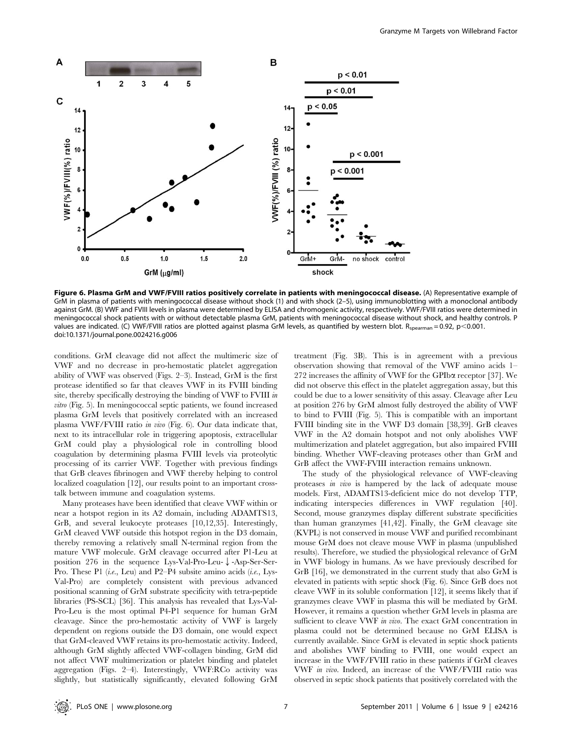A

1 2 3 4 5

B

p < 0.01

p < 0.01

p < 0.05

p < 0.001

p < 0.001

VWF(%)/FVIII (%) ratio

GrM+ GrM- no shock control

shock

C

VWF(%)/FVIII(%) ratio

GrM (μg/ml)

**Figure 6. Plasma GrM and VWF/FVIII ratios positively correlate in patients with meningococcal disease.** (A) Representative example of GrM in plasma of patients with meningococcal disease without shock (1) and with shock (2–5), using immunoblotting with a monoclonal antibody against GrM. (B) VWF and FVIII levels in plasma were determined by ELISA and chromogenic activity, respectively. VWF/FVIII ratios were determined in meningococcal shock patients with or without detectable plasma GrM, patients with meningococcal disease without shock, and healthy controls. P values are indicated. (C) VWF/FVIII ratios are plotted against plasma GrM levels, as quantified by western blot. $R_{spearman} = 0.92$, $p < 0.001$.
doi:10.1371/journal.pone.0024216.g006

conditions. GrM cleavage did not affect the multimeric size of VWF and no decrease in pro-hemostatic platelet aggregation ability of VWF was observed (Figs. 2–3). Instead, GrM is the first protease identified so far that cleaves VWF in its FVIII binding site, thereby specifically destroying the binding of VWF to FVIII *in vitro* (Fig. 5). In meningococcal septic patients, we found increased plasma GrM levels that positively correlated with an increased plasma VWF/FVIII ratio *in vivo* (Fig. 6). Our data indicate that, next to its intracellular role in triggering apoptosis, extracellular GrM could play a physiological role in controlling blood coagulation by determining plasma FVIII levels via proteolytic processing of its carrier VWF. Together with previous findings that GrB cleaves fibrinogen and VWF thereby helping to control localized coagulation [12], our results point to an important cross-talk between immune and coagulation systems.

Many proteases have been identified that cleave VWF within or near a hotspot region in its A2 domain, including ADAMTS13, GrB, and several leukocyte proteases [10,12,35]. Interestingly, GrM cleaved VWF outside this hotspot region in the D3 domain, thereby removing a relatively small N-terminal region from the mature VWF molecule. GrM cleavage occurred after P1-Leu at position 276 in the sequence Lys-Val-Pro-Leu-↓-Asp-Ser-Ser-Pro. These P1 (*i.e.*, Leu) and P2–P4 subsite amino acids (*i.e.*, Lys-Val-Pro) are completely consistent with previous advanced positional scanning of GrM substrate specificity with tetra-peptide libraries (PS-SCL) [36]. This analysis has revealed that Lys-Val-Pro-Leu is the most optimal P4-P1 sequence for human GrM cleavage. Since the pro-hemostatic activity of VWF is largely dependent on regions outside the D3 domain, one would expect that GrM-cleaved VWF retains its pro-hemostatic activity. Indeed, although GrM slightly affected VWF-collagen binding, GrM did not affect VWF multimerization or platelet binding and platelet aggregation (Figs. 2–4). Interestingly, VWF:RCo activity was slightly, but statistically significantly, elevated following GrM treatment (Fig. 3B). This is in agreement with a previous observation showing that removal of the VWF amino acids 1–272 increases the affinity of VWF for the GPIbα receptor [37]. We did not observe this effect in the platelet aggregation assay, but this could be due to a lower sensitivity of this assay. Cleavage after Leu at position 276 by GrM almost fully destroyed the ability of VWF to bind to FVIII (Fig. 5). This is compatible with an important FVIII binding site in the VWF D3 domain [38,39]. GrB cleaves VWF in the A2 domain hotspot and not only abolishes VWF multimerization and platelet aggregation, but also impaired FVIII binding. Whether VWF-cleaving proteases other than GrM and GrB affect the VWF-FVIII interaction remains unknown.

The study of the physiological relevance of VWF-cleaving proteases *in vivo* is hampered by the lack of adequate mouse models. First, ADAMTS13-deficient mice do not develop TTP, indicating interspecies differences in VWF regulation [40]. Second, mouse granzymes display different substrate specificities than human granzymes [41,42]. Finally, the GrM cleavage site (KVPL) is not conserved in mouse VWF and purified recombinant mouse GrM does not cleave mouse VWF in plasma (unpublished results). Therefore, we studied the physiological relevance of GrM in VWF biology in humans. As we have previously described for GrB [16], we demonstrated in the current study that also GrM is elevated in patients with septic shock (Fig. 6). Since GrB does not cleave VWF in its soluble conformation [12], it seems likely that if granzymes cleave VWF in plasma this will be mediated by GrM. However, it remains a question whether GrM levels in plasma are sufficient to cleave VWF *in vivo*. The exact GrM concentration in plasma could not be determined because no GrM ELISA is currently available. Since GrM is elevated in septic shock patients and abolishes VWF binding to FVIII, one would expect an increase in the VWF/FVIII ratio in these patients if GrM cleaves VWF *in vivo*. Indeed, an increase of the VWF/FVIII ratio was observed in septic shock patients that positively correlated with the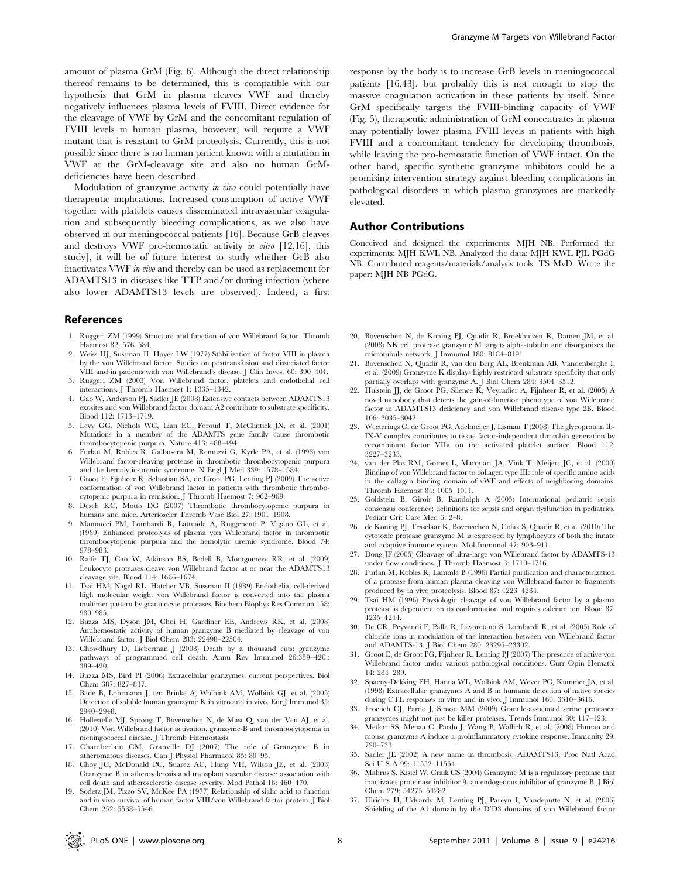amount of plasma GrM (Fig. 6). Although the direct relationship thereof remains to be determined, this is compatible with our hypothesis that GrM in plasma cleaves VWF and thereby negatively influences plasma levels of FVIII. Direct evidence for the cleavage of VWF by GrM and the concomitant regulation of FVIII levels in human plasma, however, will require a VWF mutant that is resistant to GrM proteolysis. Currently, this is not possible since there is no human patient known with a mutation in VWF at the GrM-cleavage site and also no human GrM-deficiencies have been described.

Modulation of granzyme activity *in vivo* could potentially have therapeutic implications. Increased consumption of active VWF together with platelets causes disseminated intravascular coagulation and subsequently bleeding complications, as we also have observed in our meningococcal patients [16]. Because GrB cleaves and destroys VWF pro-hemostatic activity *in vitro* [12,16], this study], it will be of future interest to study whether GrB also inactivates VWF *in vivo* and thereby can be used as replacement for ADAMTS13 in diseases like TTP and/or during infection (where also lower ADAMTS13 levels are observed). Indeed, a first response by the body is to increase GrB levels in meningococcal patients [16,43], but probably this is not enough to stop the massive coagulation activation in these patients by itself. Since GrM specifically targets the FVIII-binding capacity of VWF (Fig. 5), therapeutic administration of GrM concentrates in plasma may potentially lower plasma FVIII levels in patients with high FVIII and a concomitant tendency for developing thrombosis, while leaving the pro-hemostatic function of VWF intact. On the other hand, specific synthetic granzyme inhibitors could be a promising intervention strategy against bleeding complications in pathological disorders in which plasma granzymes are markedly elevated.

## Author Contributions

Conceived and designed the experiments: MJH NB. Performed the experiments: MJH KWL NB. Analyzed the data: MJH KWL PJL PGdG NB. Contributed reagents/materials/analysis tools: TS MvD. Wrote the paper: MJH NB PGdG.

## References

1. Ruggeri ZM (1999) Structure and function of von Willebrand factor. Thromb Haemost 82: 576–584.
2. Weiss HJ, Sussman II, Hoyer LW (1977) Stabilization of factor VIII in plasma by the von Willebrand factor. Studies on posttransfusion and dissociated factor VIII and in patients with von Willebrand's disease. J Clin Invest 60: 390–404.
3. Ruggeri ZM (2003) Von Willebrand factor, platelets and endothelial cell interactions. J Thromb Haemost 1: 1335–1342.
4. Gao W, Anderson PJ, Sadler JE (2008) Extensive contacts between ADAMTS13 exosites and von Willebrand factor domain A2 contribute to substrate specificity. Blood 112: 1713–1719.
5. Levy GG, Nichols WC, Lian EC, Foroud T, McClintick JN, et al. (2001) Mutations in a member of the ADAMTS gene family cause thrombotic thrombocytopenic purpura. Nature 413: 488–494.
6. Furlan M, Robles R, Galbusera M, Remuzzi G, Kyrle PA, et al. (1998) von Willebrand factor-cleaving protease in thrombotic thrombocytopenic purpura and the hemolytic-uremic syndrome. N Engl J Med 339: 1578–1584.
7. Groot E, Fijnheer R, Sebastian SA, de Groot PG, Lenting PJ (2009) The active conformation of von Willebrand factor in patients with thrombotic thrombocytopenic purpura in remission. J Thromb Haemost 7: 962–969.
8. Desch KC, Motto DG (2007) Thrombotic thrombocytopenic purpura in humans and mice. Arterioscler Thromb Vasc Biol 27: 1901–1908.
9. Mannucci PM, Lombardi R, Lattuada A, Ruggenenti P, Vigano GL, et al. (1989) Enhanced proteolysis of plasma von Willebrand factor in thrombotic thrombocytopenic purpura and the hemolytic uremic syndrome. Blood 74: 978–983.
10. Raife TJ, Cao W, Atkinson BS, Bedell B, Montgomery RR, et al. (2009) Leukocyte proteases cleave von Willebrand factor at or near the ADAMTS13 cleavage site. Blood 114: 1666–1674.
11. Tsai HM, Nagel RL, Hatcher VB, Sussman II (1989) Endothelial cell-derived high molecular weight von Willebrand factor is converted into the plasma multimer pattern by granulocyte proteases. Biochem Biophys Res Commun 158: 980–985.
12. Buzza MS, Dyson JM, Choi H, Gardiner EE, Andrews RK, et al. (2008) Antihemostatic activity of human granzyme B mediated by cleavage of von Willebrand factor. J Biol Chem 283: 22498–22504.
13. Chowdhury D, Lieberman J (2008) Death by a thousand cuts: granzyme pathways of programmed cell death. Annu Rev Immunol 26:389–420.: 389–420.
14. Buzza MS, Bird PI (2006) Extracellular granzymes: current perspectives. Biol Chem 387: 827–837.
15. Bade B, Lohrmann J, ten Brinke A, Wolbink AM, Wolbink GJ, et al. (2005) Detection of soluble human granzyme K in vitro and in vivo. Eur J Immunol 35: 2940–2948.
16. Hollestelle MJ, Sprong T, Bovenschen N, de Mast Q, van der Ven AJ, et al. (2010) Von Willebrand factor activation, granzyme-B and thrombocytopenia in meningococcal disease. J Thromb Haemostasis.
17. Chamberlain CM, Granville DJ (2007) The role of Granzyme B in atheromatous diseases. Can J Physiol Pharmacol 85: 89–95.
18. Choy JC, McDonald PC, Suarez AC, Hung VH, Wilson JE, et al. (2003) Granzyme B in atherosclerosis and transplant vascular disease: association with cell death and atherosclerotic disease severity. Mod Pathol 16: 460–470.
19. Sodetz JM, Pizzo SV, McKee PA (1977) Relationship of sialic acid to function and in vivo survival of human factor VIII/von Willebrand factor protein. J Biol Chem 252: 5538–5546.
20. Bovenschen N, de Koning PJ, Quadir R, Broekhuizen R, Damen JM, et al. (2008) NK cell protease granzyme M targets alpha-tubulin and disorganizes the microtubule network. J Immunol 180: 8184–8191.
21. Bovenschen N, Quadir R, van den Berg AL, Brenkman AB, Vandenberghe I, et al. (2009) Granzyme K displays highly restricted substrate specificity that only partially overlaps with granzyme A. J Biol Chem 284: 3504–3512.
22. Hulstein JJ, de Groot PG, Silence K, Veyradier A, Fijnheer R, et al. (2005) A novel nanobody that detects the gain-of-function phenotype of von Willebrand factor in ADAMTS13 deficiency and von Willebrand disease type 2B. Blood 106: 3035–3042.
23. Weeterings C, de Groot PG, Adelmeijer J, Lisman T (2008) The glycoprotein Ib-IX-V complex contributes to tissue factor-independent thrombin generation by recombinant factor VIIa on the activated platelet surface. Blood 112: 3227–3233.
24. van der Plas RM, Gomes L, Marquart JA, Vink T, Meijers JC, et al. (2000) Binding of von Willebrand factor to collagen type III: role of specific amino acids in the collagen binding domain of vWF and effects of neighboring domains. Thromb Haemost 84: 1005–1011.
25. Goldstein B, Giroir B, Randolph A (2005) International pediatric sepsis consensus conference: definitions for sepsis and organ dysfunction in pediatrics. Pediatr Crit Care Med 6: 2–8.
26. de Koning PJ, Tesselaar K, Bovenschen N, Colak S, Quadir R, et al. (2010) The cytotoxic protease granzyme M is expressed by lymphocytes of both the innate and adaptive immune system. Mol Immunol 47: 903–911.
27. Dong JF (2005) Cleavage of ultra-large von Willebrand factor by ADAMTS-13 under flow conditions. J Thromb Haemost 3: 1710–1716.
28. Furlan M, Robles R, Lammle B (1996) Partial purification and characterization of a protease from human plasma cleaving von Willebrand factor to fragments produced by in vivo proteolysis. Blood 87: 4223–4234.
29. Tsai HM (1996) Physiologic cleavage of von Willebrand factor by a plasma protease is dependent on its conformation and requires calcium ion. Blood 87: 4235–4244.
30. De CR, Peyvandi F, Palla R, Lavoretano S, Lombardi R, et al. (2005) Role of chloride ions in modulation of the interaction between von Willebrand factor and ADAMTS-13. J Biol Chem 280: 23295–23302.
31. Groot E, de Groot PG, Fijnheer R, Lenting PJ (2007) The presence of active von Willebrand factor under various pathological conditions. Curr Opin Hematol 14: 284–289.
32. Spaeny-Dekking EH, Hanna WL, Wolbink AM, Wever PC, Kummer JA, et al. (1998) Extracellular granzymes A and B in humans: detection of native species during CTL responses in vitro and in vivo. J Immunol 160: 3610–3616.
33. Froelich CJ, Pardo J, Simon MM (2009) Granule-associated serine proteases: granzymes might not just be killer proteases. Trends Immunol 30: 117–123.
34. Metkar SS, Menaa C, Pardo J, Wang B, Wallich R, et al. (2008) Human and mouse granzyme A induce a proinflammatory cytokine response. Immunity 29: 720–733.
35. Sadler JE (2002) A new name in thrombosis, ADAMTS13. Proc Natl Acad Sci U S A 99: 11552–11554.
36. Mahrus S, Kisiel W, Craik CS (2004) Granzyme M is a regulatory protease that inactivates proteinase inhibitor 9, an endogenous inhibitor of granzyme B. J Biol Chem 279: 54275–54282.
37. Ulrichts H, Udvardy M, Lenting PJ, Pareyn I, Vandeputte N, et al. (2006) Shielding of the A1 domain by the D'D3 domains of von Willebrand factor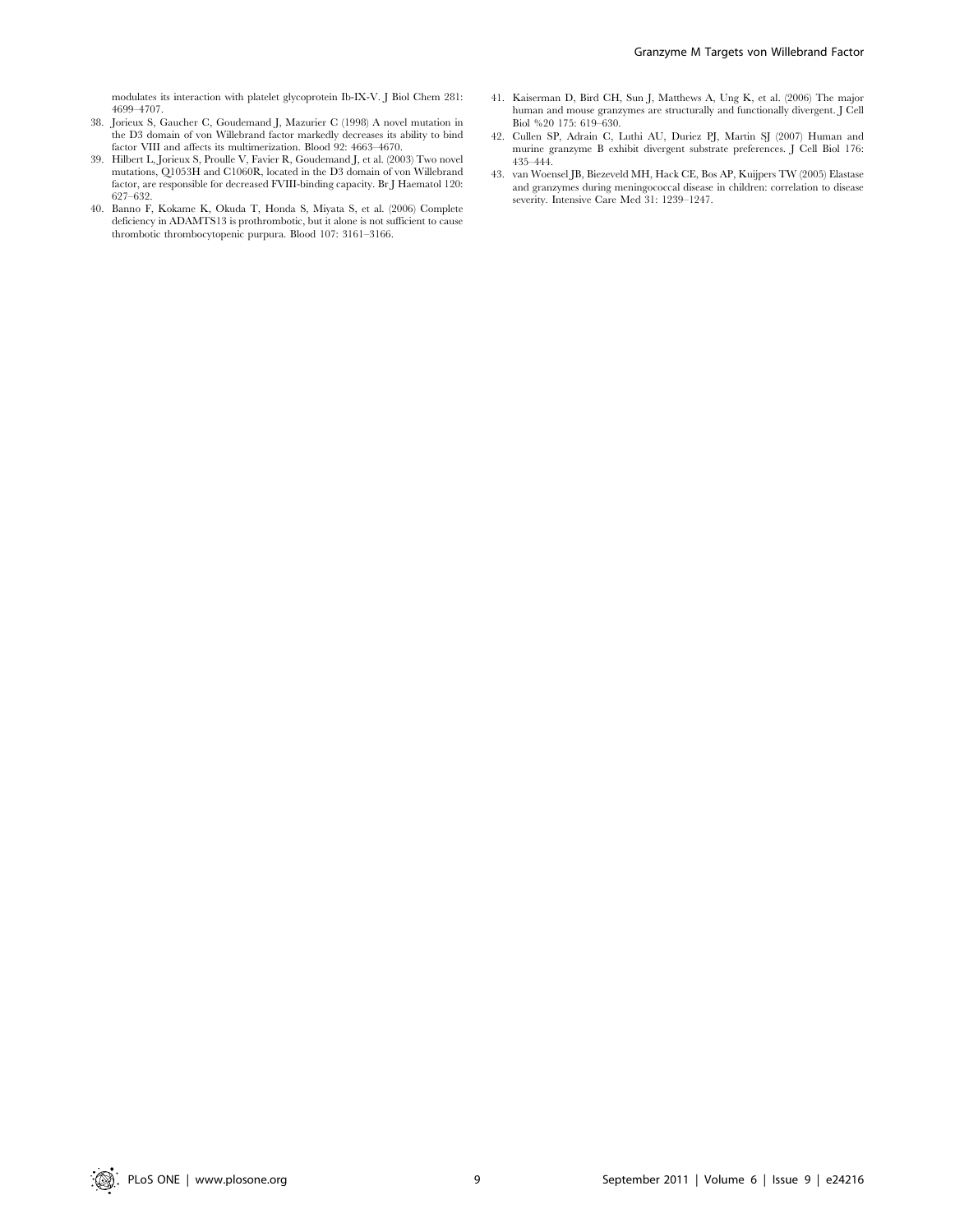modulates its interaction with platelet glycoprotein Ib-IX-V. J Biol Chem 281: 4699–4707.

38. Jorieux S, Gaucher C, Goudemand J, Mazurier C (1998) A novel mutation in the D3 domain of von Willebrand factor markedly decreases its ability to bind factor VIII and affects its multimerization. Blood 92: 4663–4670.
39. Hilbert L, Jorieux S, Proulle V, Favier R, Goudemand J, et al. (2003) Two novel mutations, Q1053H and C1060R, located in the D3 domain of von Willebrand factor, are responsible for decreased FVIII-binding capacity. Br J Haematol 120: 627–632.
40. Banno F, Kokame K, Okuda T, Honda S, Miyata S, et al. (2006) Complete deficiency in ADAMTS13 is prothrombotic, but it alone is not sufficient to cause thrombotic thrombocytopenic purpura. Blood 107: 3161–3166.
41. Kaiserman D, Bird CH, Sun J, Matthews A, Ung K, et al. (2006) The major human and mouse granzymes are structurally and functionally divergent. J Cell Biol %20 175: 619–630.
42. Cullen SP, Adrain C, Luthi AU, Duriez PJ, Martin SJ (2007) Human and murine granzyme B exhibit divergent substrate preferences. J Cell Biol 176: 435–444.
43. van Woensel JB, Biezeveld MH, Hack CE, Bos AP, Kuijpers TW (2005) Elastase and granzymes during meningococcal disease in children: correlation to disease severity. Intensive Care Med 31: 1239–1247.